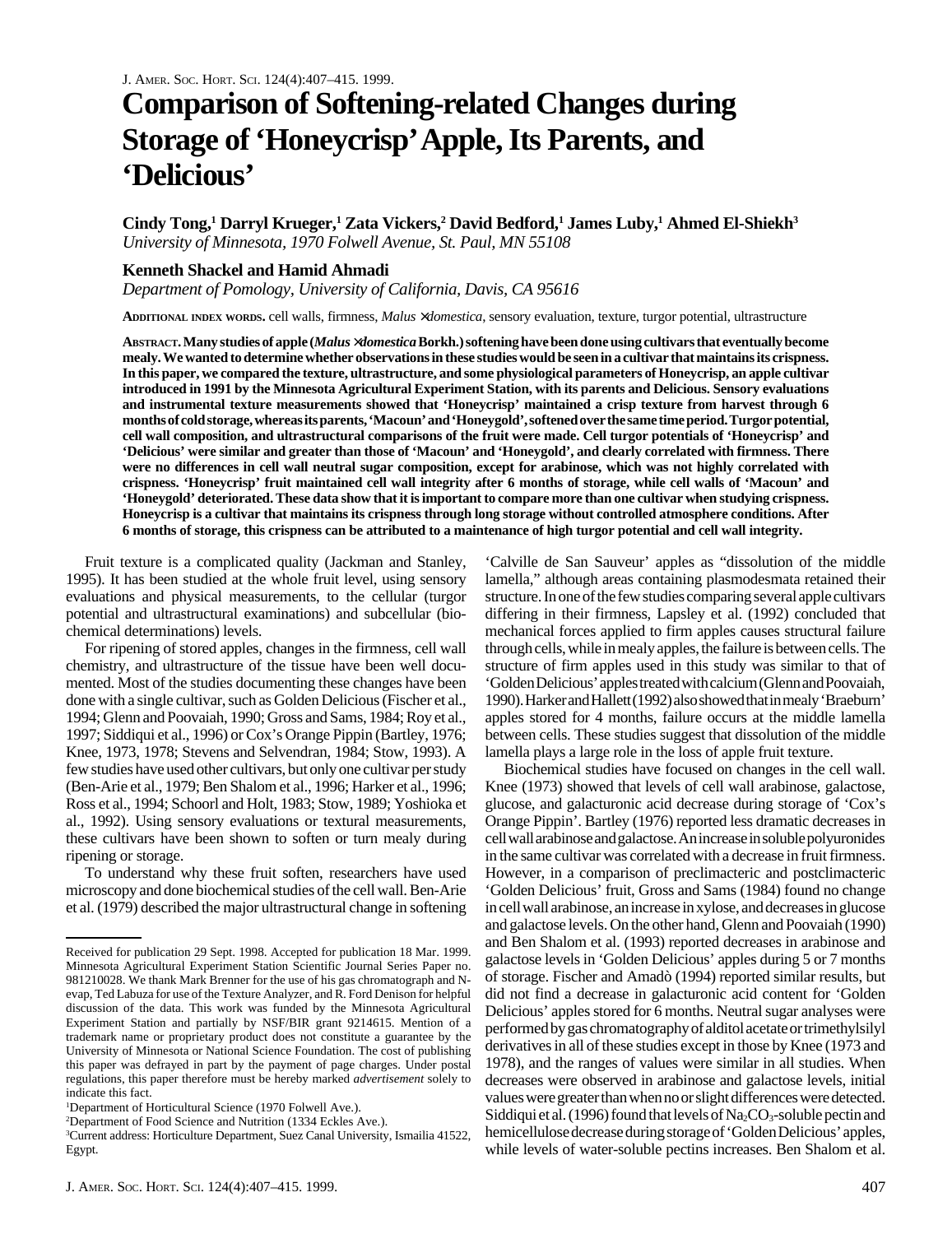# Comparison of Softening-related Changes during Storage of 'Honeycrisp' Apple, Its Parents, and 'Delicious'

**Cindy Tong,[1] Darryl Krueger,[1] Zata Vickers,[2] David Bedford,[1] James Luby,[1] Ahmed El-Shiekh[3]**
*University of Minnesota, 1970 Folwell Avenue, St. Paul, MN 55108*

**Kenneth Shackel and Hamid Ahmadi**
*Department of Pomology, University of California, Davis, CA 95616*

**Additional index words.** cell walls, firmness, *Malus* ×*domestica*, sensory evaluation, texture, turgor potential, ultrastructure

**Abstract. Many studies of apple (*Malus* ×*domestica* Borkh.) softening have been done using cultivars that eventually become mealy. We wanted to determine whether observations in these studies would be seen in a cultivar that maintains its crispness. In this paper, we compared the texture, ultrastructure, and some physiological parameters of Honeycrisp, an apple cultivar introduced in 1991 by the Minnesota Agricultural Experiment Station, with its parents and Delicious. Sensory evaluations and instrumental texture measurements showed that 'Honeycrisp' maintained a crisp texture from harvest through 6 months of cold storage, whereas its parents, 'Macoun' and 'Honeygold', softened over the same time period. Turgor potential, cell wall composition, and ultrastructural comparisons of the fruit were made. Cell turgor potentials of 'Honeycrisp' and 'Delicious' were similar and greater than those of 'Macoun' and 'Honeygold', and clearly correlated with firmness. There were no differences in cell wall neutral sugar composition, except for arabinose, which was not highly correlated with crispness. 'Honeycrisp' fruit maintained cell wall integrity after 6 months of storage, while cell walls of 'Macoun' and 'Honeygold' deteriorated. These data show that it is important to compare more than one cultivar when studying crispness. Honeycrisp is a cultivar that maintains its crispness through long storage without controlled atmosphere conditions. After 6 months of storage, this crispness can be attributed to a maintenance of high turgor potential and cell wall integrity.**

Fruit texture is a complicated quality (Jackman and Stanley, 1995). It has been studied at the whole fruit level, using sensory evaluations and physical measurements, to the cellular (turgor potential and ultrastructural examinations) and subcellular (biochemical determinations) levels.

For ripening of stored apples, changes in the firmness, cell wall chemistry, and ultrastructure of the tissue have been well documented. Most of the studies documenting these changes have been done with a single cultivar, such as Golden Delicious (Fischer et al., 1994; Glenn and Poovaiah, 1990; Gross and Sams, 1984; Roy et al., 1997; Siddiqui et al., 1996) or Cox's Orange Pippin (Bartley, 1976; Knee, 1973, 1978; Stevens and Selvendran, 1984; Stow, 1993). A few studies have used other cultivars, but only one cultivar per study (Ben-Arie et al., 1979; Ben Shalom et al., 1996; Harker et al., 1996; Ross et al., 1994; Schoorl and Holt, 1983; Stow, 1989; Yoshioka et al., 1992). Using sensory evaluations or textural measurements, these cultivars have been shown to soften or turn mealy during ripening or storage.

To understand why these fruit soften, researchers have used microscopy and done biochemical studies of the cell wall. Ben-Arie et al. (1979) described the major ultrastructural change in softening 'Calville de San Sauveur' apples as "dissolution of the middle lamella," although areas containing plasmodesmata retained their structure. In one of the few studies comparing several apple cultivars differing in their firmness, Lapsley et al. (1992) concluded that mechanical forces applied to firm apples causes structural failure through cells, while in mealy apples, the failure is between cells. The structure of firm apples used in this study was similar to that of 'Golden Delicious' apples treated with calcium (Glenn and Poovaiah, 1990). Harker and Hallett (1992) also showed that in mealy 'Braeburn' apples stored for 4 months, failure occurs at the middle lamella between cells. These studies suggest that dissolution of the middle lamella plays a large role in the loss of apple fruit texture.

Biochemical studies have focused on changes in the cell wall. Knee (1973) showed that levels of cell wall arabinose, galactose, glucose, and galacturonic acid decrease during storage of 'Cox's Orange Pippin'. Bartley (1976) reported less dramatic decreases in cell wall arabinose and galactose. An increase in soluble polyuronides in the same cultivar was correlated with a decrease in fruit firmness. However, in a comparison of preclimacteric and postclimacteric 'Golden Delicious' fruit, Gross and Sams (1984) found no change in cell wall arabinose, an increase in xylose, and decreases in glucose and galactose levels. On the other hand, Glenn and Poovaiah (1990) and Ben Shalom et al. (1993) reported decreases in arabinose and galactose levels in 'Golden Delicious' apples during 5 or 7 months of storage. Fischer and Amadò (1994) reported similar results, but did not find a decrease in galacturonic acid content for 'Golden Delicious' apples stored for 6 months. Neutral sugar analyses were performed by gas chromatography of alditol acetate or trimethylsilyl derivatives in all of these studies except in those by Knee (1973 and 1978), and the ranges of values were similar in all studies. When decreases were observed in arabinose and galactose levels, initial values were greater than when no or slight differences were detected. Siddiqui et al. (1996) found that levels of $Na_2CO_3$-soluble pectin and hemicellulose decrease during storage of 'Golden Delicious' apples, while levels of water-soluble pectins increases. Ben Shalom et al.

---

Received for publication 29 Sept. 1998. Accepted for publication 18 Mar. 1999. Minnesota Agricultural Experiment Station Scientific Journal Series Paper no. 981210028. We thank Mark Brenner for the use of his gas chromatograph and N-evap, Ted Labuza for use of the Texture Analyzer, and R. Ford Denison for helpful discussion of the data. This work was funded by the Minnesota Agricultural Experiment Station and partially by NSF/BIR grant 9214615. Mention of a trademark name or proprietary product does not constitute a guarantee by the University of Minnesota or National Science Foundation. The cost of publishing this paper was defrayed in part by the payment of page charges. Under postal regulations, this paper therefore must be hereby marked *advertisement* solely to indicate this fact.

[1]Department of Horticultural Science (1970 Folwell Ave.).

[2]Department of Food Science and Nutrition (1334 Eckles Ave.).

[3]Current address: Horticulture Department, Suez Canal University, Ismailia 41522, Egypt.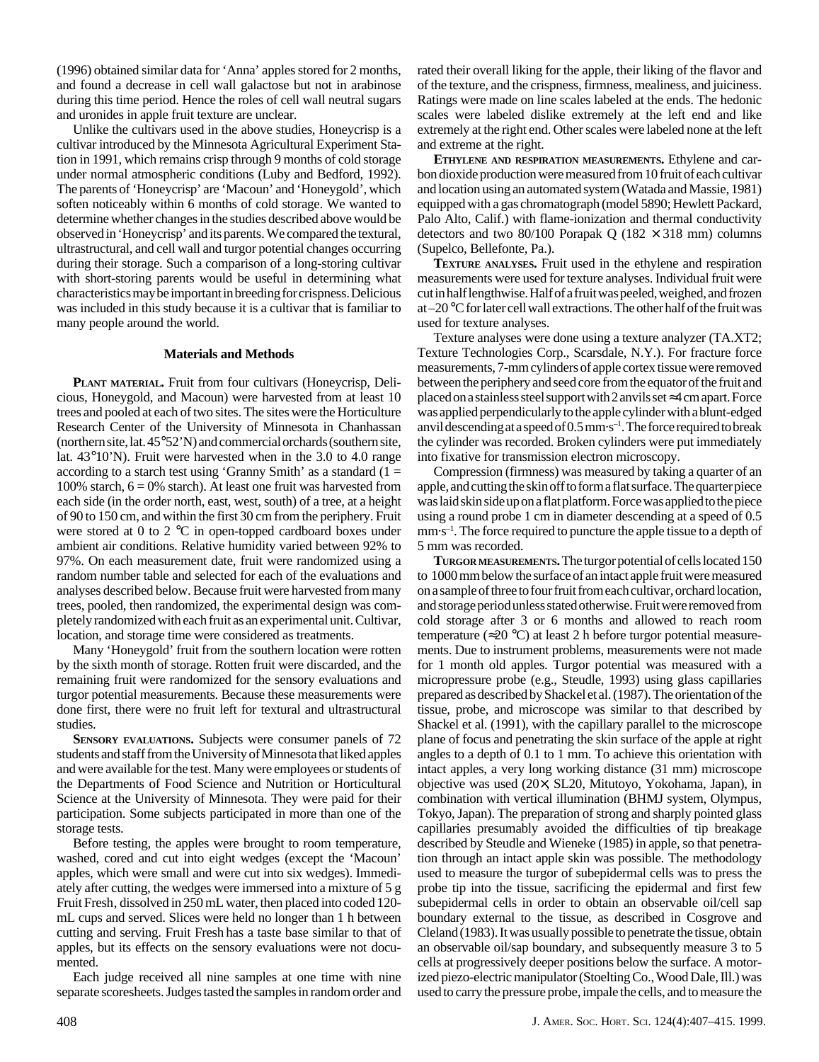(1996) obtained similar data for 'Anna' apples stored for 2 months, and found a decrease in cell wall galactose but not in arabinose during this time period. Hence the roles of cell wall neutral sugars and uronides in apple fruit texture are unclear.

Unlike the cultivars used in the above studies, Honeycrisp is a cultivar introduced by the Minnesota Agricultural Experiment Station in 1991, which remains crisp through 9 months of cold storage under normal atmospheric conditions (Luby and Bedford, 1992). The parents of 'Honeycrisp' are 'Macoun' and 'Honeygold', which soften noticeably within 6 months of cold storage. We wanted to determine whether changes in the studies described above would be observed in 'Honeycrisp' and its parents. We compared the textural, ultrastructural, and cell wall and turgor potential changes occurring during their storage. Such a comparison of a long-storing cultivar with short-storing parents would be useful in determining what characteristics may be important in breeding for crispness. Delicious was included in this study because it is a cultivar that is familiar to many people around the world.

## Materials and Methods

**Plant material.** Fruit from four cultivars (Honeycrisp, Delicious, Honeygold, and Macoun) were harvested from at least 10 trees and pooled at each of two sites. The sites were the Horticulture Research Center of the University of Minnesota in Chanhassan (northern site, lat. 45°52'N) and commercial orchards (southern site, lat. 43°10'N). Fruit were harvested when in the 3.0 to 4.0 range according to a starch test using 'Granny Smith' as a standard (1 = 100% starch, 6 = 0% starch). At least one fruit was harvested from each side (in the order north, east, west, south) of a tree, at a height of 90 to 150 cm, and within the first 30 cm from the periphery. Fruit were stored at 0 to 2 °C in open-topped cardboard boxes under ambient air conditions. Relative humidity varied between 92% to 97%. On each measurement date, fruit were randomized using a random number table and selected for each of the evaluations and analyses described below. Because fruit were harvested from many trees, pooled, then randomized, the experimental design was completely randomized with each fruit as an experimental unit. Cultivar, location, and storage time were considered as treatments.

Many 'Honeygold' fruit from the southern location were rotten by the sixth month of storage. Rotten fruit were discarded, and the remaining fruit were randomized for the sensory evaluations and turgor potential measurements. Because these measurements were done first, there were no fruit left for textural and ultrastructural studies.

**Sensory evaluations.** Subjects were consumer panels of 72 students and staff from the University of Minnesota that liked apples and were available for the test. Many were employees or students of the Departments of Food Science and Nutrition or Horticultural Science at the University of Minnesota. They were paid for their participation. Some subjects participated in more than one of the storage tests.

Before testing, the apples were brought to room temperature, washed, cored and cut into eight wedges (except the 'Macoun' apples, which were small and were cut into six wedges). Immediately after cutting, the wedges were immersed into a mixture of 5 g Fruit Fresh, dissolved in 250 mL water, then placed into coded 120-mL cups and served. Slices were held no longer than 1 h between cutting and serving. Fruit Fresh has a taste base similar to that of apples, but its effects on the sensory evaluations were not documented.

Each judge received all nine samples at one time with nine separate scoresheets. Judges tasted the samples in random order and rated their overall liking for the apple, their liking of the flavor and of the texture, and the crispness, firmness, mealiness, and juiciness. Ratings were made on line scales labeled at the ends. The hedonic scales were labeled dislike extremely at the left end and like extremely at the right end. Other scales were labeled none at the left and extreme at the right.

**Ethylene and respiration measurements.** Ethylene and carbon dioxide production were measured from 10 fruit of each cultivar and location using an automated system (Watada and Massie, 1981) equipped with a gas chromatograph (model 5890; Hewlett Packard, Palo Alto, Calif.) with flame-ionization and thermal conductivity detectors and two 80/100 Porapak Q (182 × 318 mm) columns (Supelco, Bellefonte, Pa.).

**Texture analyses.** Fruit used in the ethylene and respiration measurements were used for texture analyses. Individual fruit were cut in half lengthwise. Half of a fruit was peeled, weighed, and frozen at –20 °C for later cell wall extractions. The other half of the fruit was used for texture analyses.

Texture analyses were done using a texture analyzer (TA.XT2; Texture Technologies Corp., Scarsdale, N.Y.). For fracture force measurements, 7-mm cylinders of apple cortex tissue were removed between the periphery and seed core from the equator of the fruit and placed on a stainless steel support with 2 anvils set ≈4 cm apart. Force was applied perpendicularly to the apple cylinder with a blunt-edged anvil descending at a speed of 0.5 mm·s$^{-1}$. The force required to break the cylinder was recorded. Broken cylinders were put immediately into fixative for transmission electron microscopy.

Compression (firmness) was measured by taking a quarter of an apple, and cutting the skin off to form a flat surface. The quarter piece was laid skin side up on a flat platform. Force was applied to the piece using a round probe 1 cm in diameter descending at a speed of 0.5 mm·s$^{-1}$. The force required to puncture the apple tissue to a depth of 5 mm was recorded.

**Turgor measurements.** The turgor potential of cells located 150 to 1000 mm below the surface of an intact apple fruit were measured on a sample of three to four fruit from each cultivar, orchard location, and storage period unless stated otherwise. Fruit were removed from cold storage after 3 or 6 months and allowed to reach room temperature (≈20 °C) at least 2 h before turgor potential measurements. Due to instrument problems, measurements were not made for 1 month old apples. Turgor potential was measured with a micropressure probe (e.g., Steudle, 1993) using glass capillaries prepared as described by Shackel et al. (1987). The orientation of the tissue, probe, and microscope was similar to that described by Shackel et al. (1991), with the capillary parallel to the microscope plane of focus and penetrating the skin surface of the apple at right angles to a depth of 0.1 to 1 mm. To achieve this orientation with intact apples, a very long working distance (31 mm) microscope objective was used (20×, SL20, Mitutoyo, Yokohama, Japan), in combination with vertical illumination (BHMJ system, Olympus, Tokyo, Japan). The preparation of strong and sharply pointed glass capillaries presumably avoided the difficulties of tip breakage described by Steudle and Wieneke (1985) in apple, so that penetration through an intact apple skin was possible. The methodology used to measure the turgor of subepidermal cells was to press the probe tip into the tissue, sacrificing the epidermal and first few subepidermal cells in order to obtain an observable oil/cell sap boundary external to the tissue, as described in Cosgrove and Cleland (1983). It was usually possible to penetrate the tissue, obtain an observable oil/sap boundary, and subsequently measure 3 to 5 cells at progressively deeper positions below the surface. A motorized piezo-electric manipulator (Stoelting Co., Wood Dale, Ill.) was used to carry the pressure probe, impale the cells, and to measure the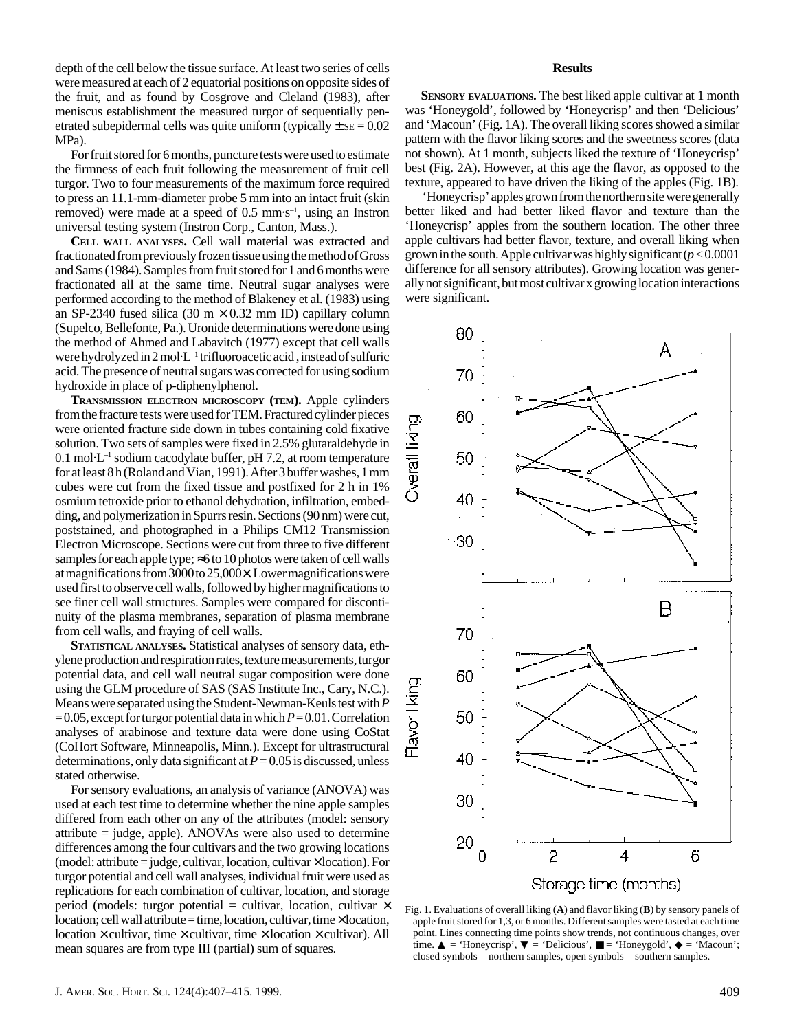depth of the cell below the tissue surface. At least two series of cells were measured at each of 2 equatorial positions on opposite sides of the fruit, and as found by Cosgrove and Cleland (1983), after meniscus establishment the measured turgor of sequentially penetrated subepidermal cells was quite uniform (typically $\pm$ SE = 0.02 MPa).

For fruit stored for 6 months, puncture tests were used to estimate the firmness of each fruit following the measurement of fruit cell turgor. Two to four measurements of the maximum force required to press an 11.1-mm-diameter probe 5 mm into an intact fruit (skin removed) were made at a speed of 0.5 mm·s$^{-1}$, using an Instron universal testing system (Instron Corp., Canton, Mass.).

**Cell wall analyses.** Cell wall material was extracted and fractionated from previously frozen tissue using the method of Gross and Sams (1984). Samples from fruit stored for 1 and 6 months were fractionated all at the same time. Neutral sugar analyses were performed according to the method of Blakeney et al. (1983) using an SP-2340 fused silica (30 m × 0.32 mm ID) capillary column (Supelco, Bellefonte, Pa.). Uronide determinations were done using the method of Ahmed and Labavitch (1977) except that cell walls were hydrolyzed in 2 mol·L$^{-1}$ trifluoroacetic acid, instead of sulfuric acid. The presence of neutral sugars was corrected for using sodium hydroxide in place of p-diphenylphenol.

**Transmission electron microscopy (TEM).** Apple cylinders from the fracture tests were used for TEM. Fractured cylinder pieces were oriented fracture side down in tubes containing cold fixative solution. Two sets of samples were fixed in 2.5% glutaraldehyde in 0.1 mol·L$^{-1}$ sodium cacodylate buffer, pH 7.2, at room temperature for at least 8 h (Roland and Vian, 1991). After 3 buffer washes, 1 mm cubes were cut from the fixed tissue and postfixed for 2 h in 1% osmium tetroxide prior to ethanol dehydration, infiltration, embedding, and polymerization in Spurrs resin. Sections (90 nm) were cut, poststained, and photographed in a Philips CM12 Transmission Electron Microscope. Sections were cut from three to five different samples for each apple type; ≈6 to 10 photos were taken of cell walls at magnifications from 3000 to 25,000×. Lower magnifications were used first to observe cell walls, followed by higher magnifications to see finer cell wall structures. Samples were compared for discontinuity of the plasma membranes, separation of plasma membrane from cell walls, and fraying of cell walls.

**Statistical analyses.** Statistical analyses of sensory data, ethylene production and respiration rates, texture measurements, turgor potential data, and cell wall neutral sugar composition were done using the GLM procedure of SAS (SAS Institute Inc., Cary, N.C.). Means were separated using the Student-Newman-Keuls test with $P = 0.05$, except for turgor potential data in which $P = 0.01$. Correlation analyses of arabinose and texture data were done using CoStat (CoHort Software, Minneapolis, Minn.). Except for ultrastructural determinations, only data significant at $P = 0.05$ is discussed, unless stated otherwise.

For sensory evaluations, an analysis of variance (ANOVA) was used at each test time to determine whether the nine apple samples differed from each other on any of the attributes (model: sensory attribute = judge, apple). ANOVAs were also used to determine differences among the four cultivars and the two growing locations (model: attribute = judge, cultivar, location, cultivar × location). For turgor potential and cell wall analyses, individual fruit were used as replications for each combination of cultivar, location, and storage period (models: turgor potential = cultivar, location, cultivar × location; cell wall attribute = time, location, cultivar, time × location, location × cultivar, time × cultivar, time × location × cultivar). All mean squares are from type III (partial) sum of squares.

## Results

**Sensory evaluations.** The best liked apple cultivar at 1 month was 'Honeygold', followed by 'Honeycrisp' and then 'Delicious' and 'Macoun' (Fig. 1A). The overall liking scores showed a similar pattern with the flavor liking scores and the sweetness scores (data not shown). At 1 month, subjects liked the texture of 'Honeycrisp' best (Fig. 2A). However, at this age the flavor, as opposed to the texture, appeared to have driven the liking of the apples (Fig. 1B).

'Honeycrisp' apples grown from the northern site were generally better liked and had better liked flavor and texture than the 'Honeycrisp' apples from the southern location. The other three apple cultivars had better flavor, texture, and overall liking when grown in the south. Apple cultivar was highly significant ($p < 0.0001$ difference for all sensory attributes). Growing location was generally not significant, but most cultivar x growing location interactions were significant.

Fig. 1. Evaluations of overall liking (**A**) and flavor liking (**B**) by sensory panels of apple fruit stored for 1,3, or 6 months. Different samples were tasted at each time point. Lines connecting time points show trends, not continuous changes, over time. ▲ = 'Honeycrisp', ▼ = 'Delicious', ■ = 'Honeygold', ◆ = 'Macoun'; closed symbols = northern samples, open symbols = southern samples.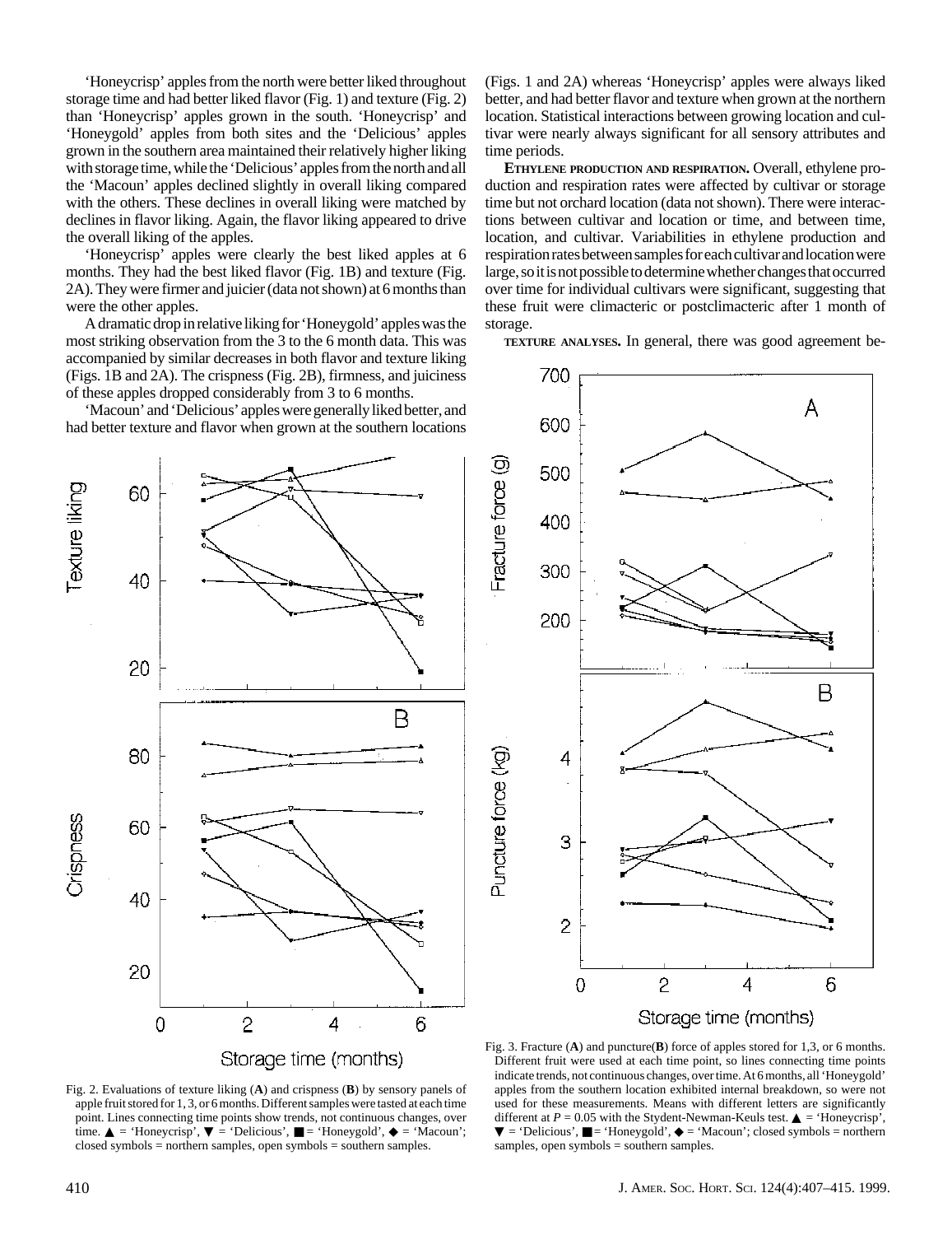'Honeycrisp' apples from the north were better liked throughout storage time and had better liked flavor (Fig. 1) and texture (Fig. 2) than 'Honeycrisp' apples grown in the south. 'Honeycrisp' and 'Honeygold' apples from both sites and the 'Delicious' apples grown in the southern area maintained their relatively higher liking with storage time, while the 'Delicious' apples from the north and all the 'Macoun' apples declined slightly in overall liking compared with the others. These declines in overall liking were matched by declines in flavor liking. Again, the flavor liking appeared to drive the overall liking of the apples.

'Honeycrisp' apples were clearly the best liked apples at 6 months. They had the best liked flavor (Fig. 1B) and texture (Fig. 2A). They were firmer and juicier (data not shown) at 6 months than were the other apples.

A dramatic drop in relative liking for 'Honeygold' apples was the most striking observation from the 3 to the 6 month data. This was accompanied by similar decreases in both flavor and texture liking (Figs. 1B and 2A). The crispness (Fig. 2B), firmness, and juiciness of these apples dropped considerably from 3 to 6 months.

'Macoun' and 'Delicious' apples were generally liked better, and had better texture and flavor when grown at the southern locations (Figs. 1 and 2A) whereas 'Honeycrisp' apples were always liked better, and had better flavor and texture when grown at the northern location. Statistical interactions between growing location and cultivar were nearly always significant for all sensory attributes and time periods.

**ETHYLENE PRODUCTION AND RESPIRATION.** Overall, ethylene production and respiration rates were affected by cultivar or storage time but not orchard location (data not shown). There were interactions between cultivar and location or time, and between time, location, and cultivar. Variabilities in ethylene production and respiration rates between samples for each cultivar and location were large, so it is not possible to determine whether changes that occurred over time for individual cultivars were significant, suggesting that these fruit were climacteric or postclimacteric after 1 month of storage.

**TEXTURE ANALYSES.** In general, there was good agreement be-

Fig. 2. Evaluations of texture liking (**A**) and crispness (**B**) by sensory panels of apple fruit stored for 1, 3, or 6 months. Different samples were tasted at each time point. Lines connecting time points show trends, not continuous changes, over time. ▲ = 'Honeycrisp', ▼ = 'Delicious', ■ = 'Honeygold', ◆ = 'Macoun'; closed symbols = northern samples, open symbols = southern samples.

Fig. 3. Fracture (**A**) and puncture(**B**) force of apples stored for 1,3, or 6 months. Different fruit were used at each time point, so lines connecting time points indicate trends, not continuous changes, over time. At 6 months, all 'Honeygold' apples from the southern location exhibited internal breakdown, so were not used for these measurements. Means with different letters are significantly different at $P = 0.05$ with the Stydent-Newman-Keuls test. ▲ = 'Honeycrisp', ▼ = 'Delicious', ■ = 'Honeygold', ◆ = 'Macoun'; closed symbols = northern samples, open symbols = southern samples.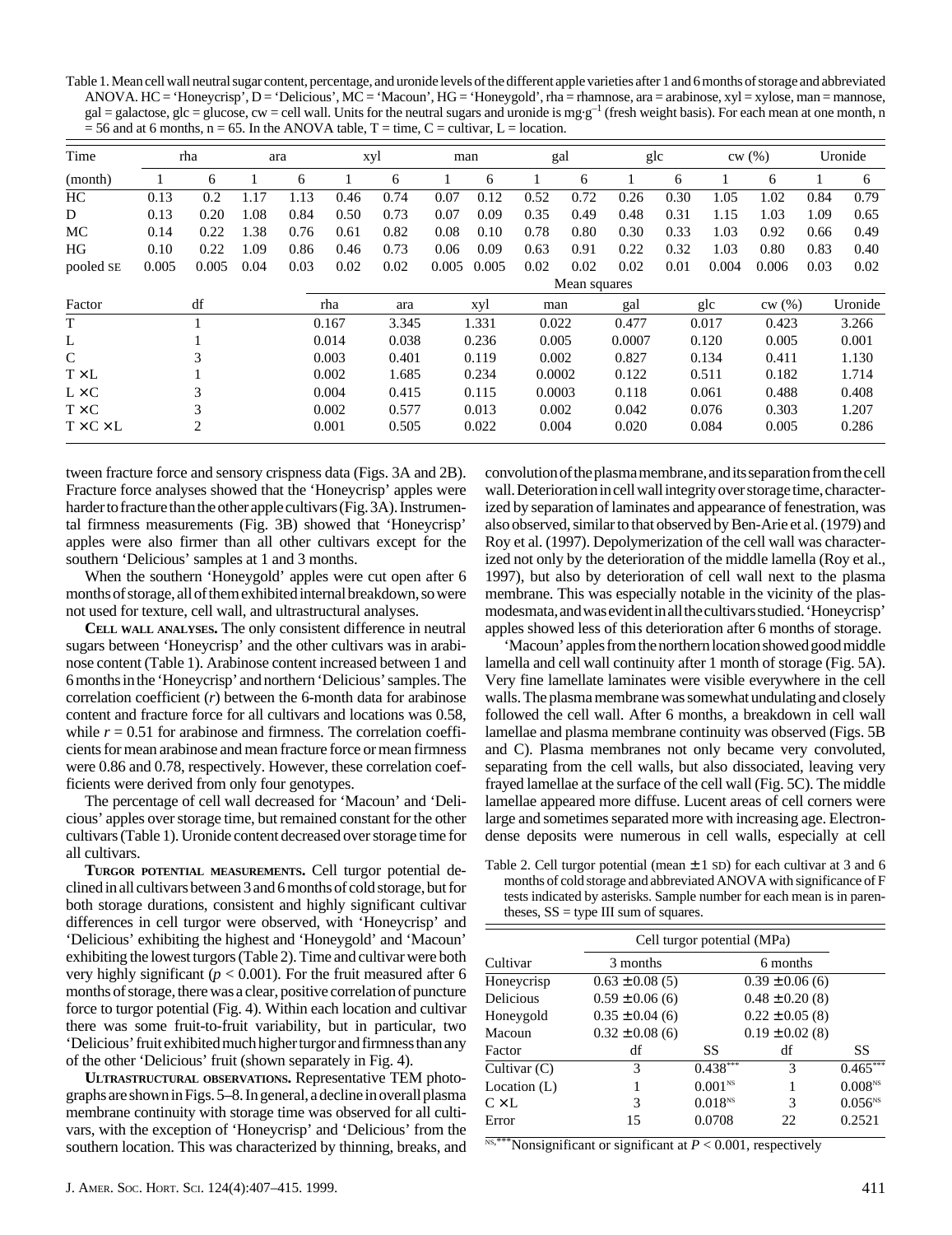Table 1. Mean cell wall neutral sugar content, percentage, and uronide levels of the different apple varieties after 1 and 6 months of storage and abbreviated ANOVA. HC = 'Honeycrisp', D = 'Delicious', MC = 'Macoun', HG = 'Honeygold', rha = rhamnose, ara = arabinose, xyl = xylose, man = mannose, gal = galactose, glc = glucose, cw = cell wall. Units for the neutral sugars and uronide is mg·g$^{-1}$ (fresh weight basis). For each mean at one month, n = 56 and at 6 months, n = 65. In the ANOVA table, T = time, C = cultivar, L = location.

| Time | rha | | ara | | xyl | | man | | gal | | glc | | cw (%) | | Uronide | |
|---|---|---|---|---|---|---|---|---|---|---|---|---|---|---|---|---|
| (month) | 1 | 6 | 1 | 6 | 1 | 6 | 1 | 6 | 1 | 6 | 1 | 6 | 1 | 6 | 1 | 6 |
| HC | 0.13 | 0.2 | 1.17 | 1.13 | 0.46 | 0.74 | 0.07 | 0.12 | 0.52 | 0.72 | 0.26 | 0.30 | 1.05 | 1.02 | 0.84 | 0.79 |
| D | 0.13 | 0.20 | 1.08 | 0.84 | 0.50 | 0.73 | 0.07 | 0.09 | 0.35 | 0.49 | 0.48 | 0.31 | 1.15 | 1.03 | 1.09 | 0.65 |
| MC | 0.14 | 0.22 | 1.38 | 0.76 | 0.61 | 0.82 | 0.08 | 0.10 | 0.78 | 0.80 | 0.30 | 0.33 | 1.03 | 0.92 | 0.66 | 0.49 |
| HG | 0.10 | 0.22 | 1.09 | 0.86 | 0.46 | 0.73 | 0.06 | 0.09 | 0.63 | 0.91 | 0.22 | 0.32 | 1.03 | 0.80 | 0.83 | 0.40 |
| pooled SE | 0.005 | 0.005 | 0.04 | 0.03 | 0.02 | 0.02 | 0.005 | 0.005 | 0.02 | 0.02 | 0.02 | 0.01 | 0.004 | 0.006 | 0.03 | 0.02 |

| Factor | df | rha | ara | xyl | man | gal | glc | cw (%) | Uronide |
|---|---|---|---|---|---|---|---|---|---|
| | | Mean squares | | | | | | | |
| T | 1 | 0.167 | 3.345 | 1.331 | 0.022 | 0.477 | 0.017 | 0.423 | 3.266 |
| L | 1 | 0.014 | 0.038 | 0.236 | 0.005 | 0.0007 | 0.120 | 0.005 | 0.001 |
| C | 3 | 0.003 | 0.401 | 0.119 | 0.002 | 0.827 | 0.134 | 0.411 | 1.130 |
| T × L | 1 | 0.002 | 1.685 | 0.234 | 0.0002 | 0.122 | 0.511 | 0.182 | 1.714 |
| L × C | 3 | 0.004 | 0.415 | 0.115 | 0.0003 | 0.118 | 0.061 | 0.488 | 0.408 |
| T × C | 3 | 0.002 | 0.577 | 0.013 | 0.002 | 0.042 | 0.076 | 0.303 | 1.207 |
| T × C × L | 2 | 0.001 | 0.505 | 0.022 | 0.004 | 0.020 | 0.084 | 0.005 | 0.286 |

tween fracture force and sensory crispness data (Figs. 3A and 2B). Fracture force analyses showed that the 'Honeycrisp' apples were harder to fracture than the other apple cultivars (Fig. 3A). Instrumental firmness measurements (Fig. 3B) showed that 'Honeycrisp' apples were also firmer than all other cultivars except for the southern 'Delicious' samples at 1 and 3 months.

When the southern 'Honeygold' apples were cut open after 6 months of storage, all of them exhibited internal breakdown, so were not used for texture, cell wall, and ultrastructural analyses.

**Cell wall analyses.** The only consistent difference in neutral sugars between 'Honeycrisp' and the other cultivars was in arabinose content (Table 1). Arabinose content increased between 1 and 6 months in the 'Honeycrisp' and northern 'Delicious' samples. The correlation coefficient ($r$) between the 6-month data for arabinose content and fracture force for all cultivars and locations was 0.58, while $r = 0.51$ for arabinose and firmness. The correlation coefficients for mean arabinose and mean fracture force or mean firmness were 0.86 and 0.78, respectively. However, these correlation coefficients were derived from only four genotypes.

The percentage of cell wall decreased for 'Macoun' and 'Delicious' apples over storage time, but remained constant for the other cultivars (Table 1). Uronide content decreased over storage time for all cultivars.

**Turgor potential measurements.** Cell turgor potential declined in all cultivars between 3 and 6 months of cold storage, but for both storage durations, consistent and highly significant cultivar differences in cell turgor were observed, with 'Honeycrisp' and 'Delicious' exhibiting the highest and 'Honeygold' and 'Macoun' exhibiting the lowest turgors (Table 2). Time and cultivar were both very highly significant ($p < 0.001$). For the fruit measured after 6 months of storage, there was a clear, positive correlation of puncture force to turgor potential (Fig. 4). Within each location and cultivar there was some fruit-to-fruit variability, but in particular, two 'Delicious' fruit exhibited much higher turgor and firmness than any of the other 'Delicious' fruit (shown separately in Fig. 4).

**Ultrastructural observations.** Representative TEM photographs are shown in Figs. 5–8. In general, a decline in overall plasma membrane continuity with storage time was observed for all cultivars, with the exception of 'Honeycrisp' and 'Delicious' from the southern location. This was characterized by thinning, breaks, and convolution of the plasma membrane, and its separation from the cell wall. Deterioration in cell wall integrity over storage time, characterized by separation of laminates and appearance of fenestration, was also observed, similar to that observed by Ben-Arie et al. (1979) and Roy et al. (1997). Depolymerization of the cell wall was characterized not only by the deterioration of the middle lamella (Roy et al., 1997), but also by deterioration of cell wall next to the plasma membrane. This was especially notable in the vicinity of the plasmodesmata, and was evident in all the cultivars studied. 'Honeycrisp' apples showed less of this deterioration after 6 months of storage.

'Macoun' apples from the northern location showed good middle lamella and cell wall continuity after 1 month of storage (Fig. 5A). Very fine lamellate laminates were visible everywhere in the cell walls. The plasma membrane was somewhat undulating and closely followed the cell wall. After 6 months, a breakdown in cell wall lamellae and plasma membrane continuity was observed (Figs. 5B and C). Plasma membranes not only became very convoluted, separating from the cell walls, but also dissociated, leaving very frayed lamellae at the surface of the cell wall (Fig. 5C). The middle lamellae appeared more diffuse. Lucent areas of cell corners were large and sometimes separated more with increasing age. Electron-dense deposits were numerous in cell walls, especially at cell

Table 2. Cell turgor potential (mean ± 1 SD) for each cultivar at 3 and 6 months of cold storage and abbreviated ANOVA with significance of F tests indicated by asterisks. Sample number for each mean is in parentheses, SS = type III sum of squares.

| Cultivar | Cell turgor potential (MPa) | | | |
|---|---|---|---|---|
| | 3 months | | 6 months | |
| Honeycrisp | 0.63 ± 0.08 (5) | | 0.39 ± 0.06 (6) | |
| Delicious | 0.59 ± 0.06 (6) | | 0.48 ± 0.20 (8) | |
| Honeygold | 0.35 ± 0.04 (6) | | 0.22 ± 0.05 (8) | |
| Macoun | 0.32 ± 0.08 (6) | | 0.19 ± 0.02 (8) | |
| Factor | df | SS | df | SS |
| Cultivar (C) | 3 | 0.438*** | 3 | 0.465*** |
| Location (L) | 1 | 0.001$^{NS}$ | 1 | 0.008$^{NS}$ |
| C × L | 3 | 0.018$^{NS}$ | 3 | 0.056$^{NS}$ |
| Error | 15 | 0.0708 | 22 | 0.2521 |

$^{NS,***}$Nonsignificant or significant at $P < 0.001$, respectively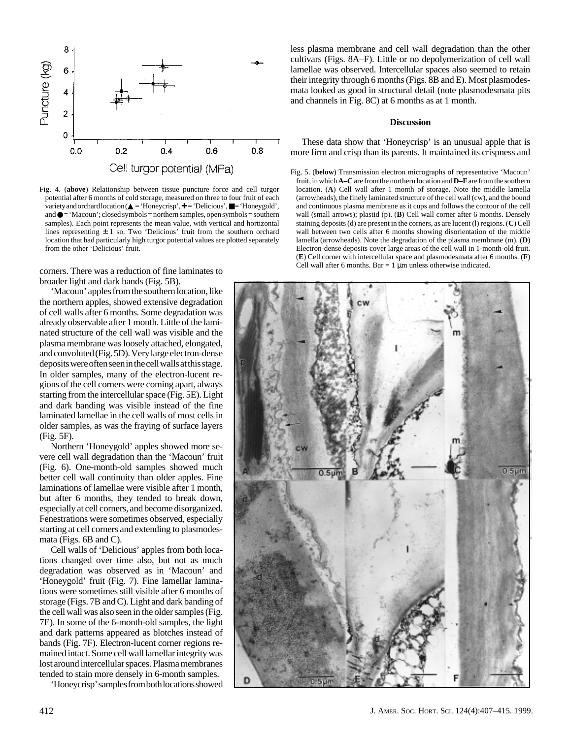Fig. 4. (**above**) Relationship between tissue puncture force and cell turgor potential after 6 months of cold storage, measured on three to four fruit of each variety and orchard location (▲ = 'Honeycrisp', ✚ = 'Delicious', ■ = 'Honeygold', and ● = 'Macoun'; closed symbols = northern samples, open symbols = southern samples). Each point represents the mean value, with vertical and hortizontal lines representing ± 1 SD. Two 'Delicious' fruit from the southern orchard location that had particularly high turgor potential values are plotted separately from the other 'Delicious' fruit.

corners. There was a reduction of fine laminates to broader light and dark bands (Fig. 5B).

'Macoun' apples from the southern location, like the northern apples, showed extensive degradation of cell walls after 6 months. Some degradation was already observable after 1 month. Little of the laminated structure of the cell wall was visible and the plasma membrane was loosely attached, elongated, and convoluted (Fig. 5D). Very large electron-dense deposits were often seen in the cell walls at this stage. In older samples, many of the electron-lucent regions of the cell corners were coming apart, always starting from the intercellular space (Fig. 5E). Light and dark banding was visible instead of the fine laminated lamellae in the cell walls of most cells in older samples, as was the fraying of surface layers (Fig. 5F).

Northern 'Honeygold' apples showed more severe cell wall degradation than the 'Macoun' fruit (Fig. 6). One-month-old samples showed much better cell wall continuity than older apples. Fine laminations of lamellae were visible after 1 month, but after 6 months, they tended to break down, especially at cell corners, and become disorganized. Fenestrations were sometimes observed, especially starting at cell corners and extending to plasmodesmata (Figs. 6B and C).

Cell walls of 'Delicious' apples from both locations changed over time also, but not as much degradation was observed as in 'Macoun' and 'Honeygold' fruit (Fig. 7). Fine lamellar laminations were sometimes still visible after 6 months of storage (Figs. 7B and C). Light and dark banding of the cell wall was also seen in the older samples (Fig. 7E). In some of the 6-month-old samples, the light and dark patterns appeared as blotches instead of bands (Fig. 7F). Electron-lucent corner regions remained intact. Some cell wall lamellar integrity was lost around intercellular spaces. Plasma membranes tended to stain more densely in 6-month samples.

'Honeycrisp' samples from both locations showed less plasma membrane and cell wall degradation than the other cultivars (Figs. 8A–F). Little or no depolymerization of cell wall lamellae was observed. Intercellular spaces also seemed to retain their integrity through 6 months (Figs. 8B and E). Most plasmodesmata looked as good in structural detail (note plasmodesmata pits and channels in Fig. 8C) at 6 months as at 1 month.

## Discussion

These data show that 'Honeycrisp' is an unusual apple that is more firm and crisp than its parents. It maintained its crispness and

Fig. 5. (**below**) Transmission electron micrographs of representative 'Macoun' fruit, in which **A–C** are from the northern location and **D–F** are from the southern location. (**A**) Cell wall after 1 month of storage. Note the middle lamella (arrowheads), the finely laminated structure of the cell wall (cw), and the bound and continuous plasma membrane as it cups and follows the contour of the cell wall (small arrows); plastid (p). (**B**) Cell wall corner after 6 months. Densely staining deposits (d) are present in the corners, as are lucent (l) regions. (**C**) Cell wall between two cells after 6 months showing disorientation of the middle lamella (arrowheads). Note the degradation of the plasma membrane (m). (**D**) Electron-dense deposits cover large areas of the cell wall in 1-month-old fruit. (**E**) Cell corner with intercellular space and plasmodesmata after 6 months. (**F**) Cell wall after 6 months. Bar = 1 μm unless otherwise indicated.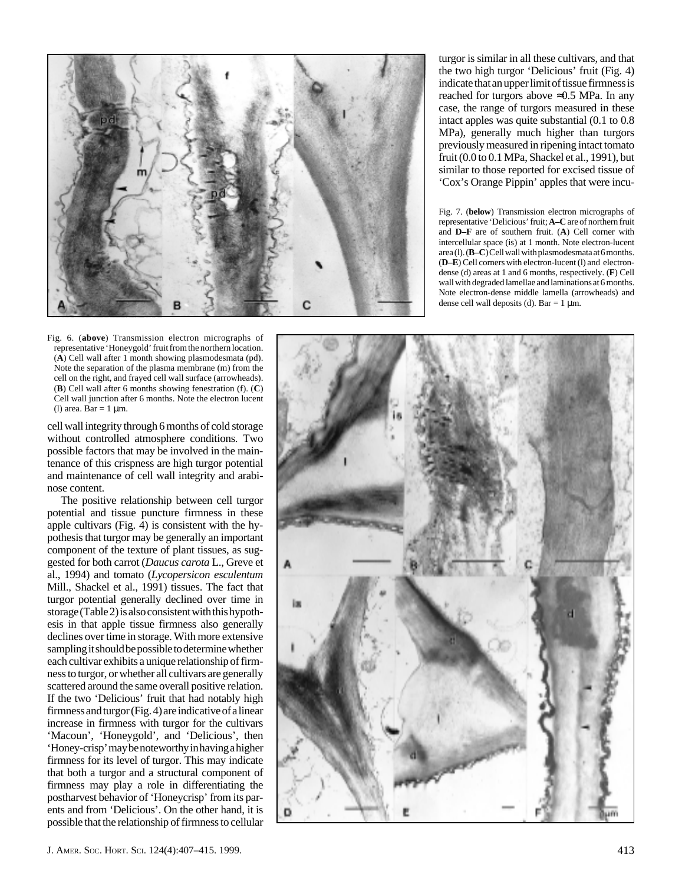Fig. 6. (**above**) Transmission electron micrographs of representative 'Honeygold' fruit from the northern location. (**A**) Cell wall after 1 month showing plasmodesmata (pd). Note the separation of the plasma membrane (m) from the cell on the right, and frayed cell wall surface (arrowheads). (**B**) Cell wall after 6 months showing fenestration (f). (**C**) Cell wall junction after 6 months. Note the electron lucent (l) area. Bar = 1 μm.

cell wall integrity through 6 months of cold storage without controlled atmosphere conditions. Two possible factors that may be involved in the maintenance of this crispness are high turgor potential and maintenance of cell wall integrity and arabinose content.

The positive relationship between cell turgor potential and tissue puncture firmness in these apple cultivars (Fig. 4) is consistent with the hypothesis that turgor may be generally an important component of the texture of plant tissues, as suggested for both carrot (*Daucus carota* L., Greve et al., 1994) and tomato (*Lycopersicon esculentum* Mill., Shackel et al., 1991) tissues. The fact that turgor potential generally declined over time in storage (Table 2) is also consistent with this hypothesis in that apple tissue firmness also generally declines over time in storage. With more extensive sampling it should be possible to determine whether each cultivar exhibits a unique relationship of firmness to turgor, or whether all cultivars are generally scattered around the same overall positive relation. If the two 'Delicious' fruit that had notably high firmness and turgor (Fig. 4) are indicative of a linear increase in firmness with turgor for the cultivars 'Macoun', 'Honeygold', and 'Delicious', then 'Honeycrisp' may be noteworthy in having a higher firmness for its level of turgor. This may indicate that both a turgor and a structural component of firmness may play a role in differentiating the postharvest behavior of 'Honeycrisp' from its parents and from 'Delicious'. On the other hand, it is possible that the relationship of firmness to cellular turgor is similar in all these cultivars, and that the two high turgor 'Delicious' fruit (Fig. 4) indicate that an upper limit of tissue firmness is reached for turgors above ≈0.5 MPa. In any case, the range of turgors measured in these intact apples was quite substantial (0.1 to 0.8 MPa), generally much higher than turgors previously measured in ripening intact tomato fruit (0.0 to 0.1 MPa, Shackel et al., 1991), but similar to those reported for excised tissue of 'Cox's Orange Pippin' apples that were incu-

Fig. 7. (**below**) Transmission electron micrographs of representative 'Delicious' fruit; **A–C** are of northern fruit and **D–F** are of southern fruit. (**A**) Cell corner with intercellular space (is) at 1 month. Note electron-lucent area (l). (**B–C**) Cell wall with plasmodesmata at 6 months. (**D–E**) Cell corners with electron-lucent (l) and electron-dense (d) areas at 1 and 6 months, respectively. (**F**) Cell wall with degraded lamellae and laminations at 6 months. Note electron-dense middle lamella (arrowheads) and dense cell wall deposits (d). Bar = 1 μm.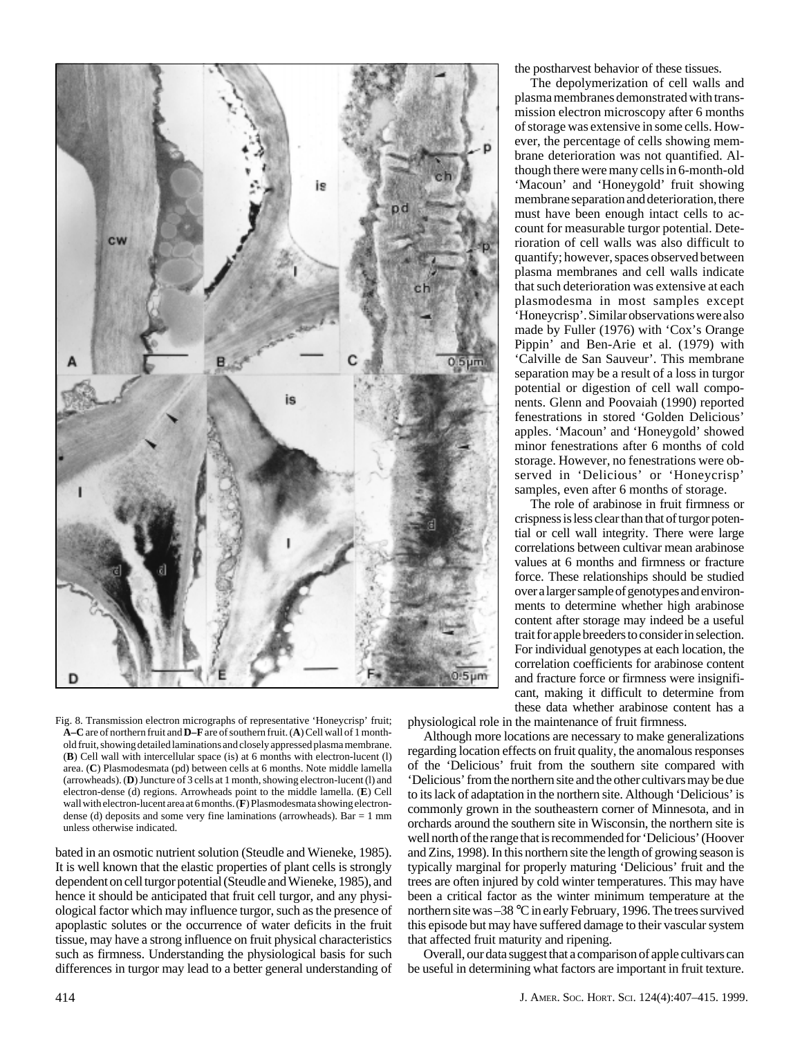Fig. 8. Transmission electron micrographs of representative 'Honeycrisp' fruit; **A–C** are of northern fruit and **D–F** are of southern fruit. (**A**) Cell wall of 1 month-old fruit, showing detailed laminations and closely appressed plasma membrane. (**B**) Cell wall with intercellular space (is) at 6 months with electron-lucent (l) area. (**C**) Plasmodesmata (pd) between cells at 6 months. Note middle lamella (arrowheads). (**D**) Juncture of 3 cells at 1 month, showing electron-lucent (l) and electron-dense (d) regions. Arrowheads point to the middle lamella. (**E**) Cell wall with electron-lucent area at 6 months. (**F**) Plasmodesmata showing electron-dense (d) deposits and some very fine laminations (arrowheads). Bar = 1 mm unless otherwise indicated.

bated in an osmotic nutrient solution (Steudle and Wieneke, 1985). It is well known that the elastic properties of plant cells is strongly dependent on cell turgor potential (Steudle and Wieneke, 1985), and hence it should be anticipated that fruit cell turgor, and any physiological factor which may influence turgor, such as the presence of apoplastic solutes or the occurrence of water deficits in the fruit tissue, may have a strong influence on fruit physical characteristics such as firmness. Understanding the physiological basis for such differences in turgor may lead to a better general understanding of the postharvest behavior of these tissues.

The depolymerization of cell walls and plasma membranes demonstrated with transmission electron microscopy after 6 months of storage was extensive in some cells. However, the percentage of cells showing membrane deterioration was not quantified. Although there were many cells in 6-month-old 'Macoun' and 'Honeygold' fruit showing membrane separation and deterioration, there must have been enough intact cells to account for measurable turgor potential. Deterioration of cell walls was also difficult to quantify; however, spaces observed between plasma membranes and cell walls indicate that such deterioration was extensive at each plasmodesma in most samples except 'Honeycrisp'. Similar observations were also made by Fuller (1976) with 'Cox's Orange Pippin' and Ben-Arie et al. (1979) with 'Calville de San Sauveur'. This membrane separation may be a result of a loss in turgor potential or digestion of cell wall components. Glenn and Poovaiah (1990) reported fenestrations in stored 'Golden Delicious' apples. 'Macoun' and 'Honeygold' showed minor fenestrations after 6 months of cold storage. However, no fenestrations were observed in 'Delicious' or 'Honeycrisp' samples, even after 6 months of storage.

The role of arabinose in fruit firmness or crispness is less clear than that of turgor potential or cell wall integrity. There were large correlations between cultivar mean arabinose values at 6 months and firmness or fracture force. These relationships should be studied over a larger sample of genotypes and environments to determine whether high arabinose content after storage may indeed be a useful trait for apple breeders to consider in selection. For individual genotypes at each location, the correlation coefficients for arabinose content and fracture force or firmness were insignificant, making it difficult to determine from these data whether arabinose content has a physiological role in the maintenance of fruit firmness.

Although more locations are necessary to make generalizations regarding location effects on fruit quality, the anomalous responses of the 'Delicious' fruit from the southern site compared with 'Delicious' from the northern site and the other cultivars may be due to its lack of adaptation in the northern site. Although 'Delicious' is commonly grown in the southeastern corner of Minnesota, and in orchards around the southern site in Wisconsin, the northern site is well north of the range that is recommended for 'Delicious' (Hoover and Zins, 1998). In this northern site the length of growing season is typically marginal for properly maturing 'Delicious' fruit and the trees are often injured by cold winter temperatures. This may have been a critical factor as the winter minimum temperature at the northern site was –38 °C in early February, 1996. The trees survived this episode but may have suffered damage to their vascular system that affected fruit maturity and ripening.

Overall, our data suggest that a comparison of apple cultivars can be useful in determining what factors are important in fruit texture.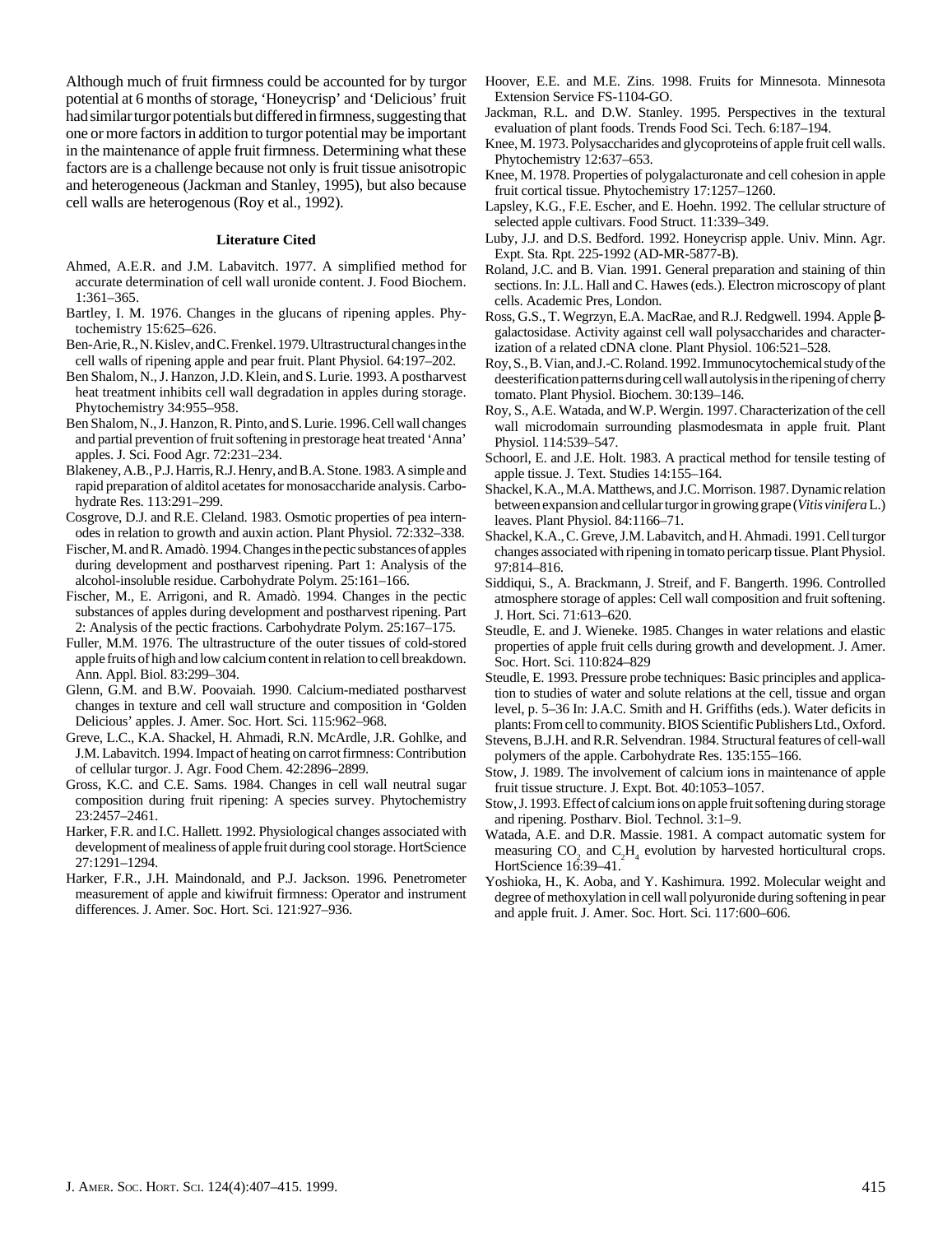Although much of fruit firmness could be accounted for by turgor potential at 6 months of storage, 'Honeycrisp' and 'Delicious' fruit had similar turgor potentials but differed in firmness, suggesting that one or more factors in addition to turgor potential may be important in the maintenance of apple fruit firmness. Determining what these factors are is a challenge because not only is fruit tissue anisotropic and heterogeneous (Jackman and Stanley, 1995), but also because cell walls are heterogenous (Roy et al., 1992).

#### Literature Cited

Ahmed, A.E.R. and J.M. Labavitch. 1977. A simplified method for accurate determination of cell wall uronide content. J. Food Biochem. 1:361–365.

Bartley, I. M. 1976. Changes in the glucans of ripening apples. Phytochemistry 15:625–626.

Ben-Arie, R., N. Kislev, and C. Frenkel. 1979. Ultrastructural changes in the cell walls of ripening apple and pear fruit. Plant Physiol. 64:197–202.

Ben Shalom, N., J. Hanzon, J.D. Klein, and S. Lurie. 1993. A postharvest heat treatment inhibits cell wall degradation in apples during storage. Phytochemistry 34:955–958.

Ben Shalom, N., J. Hanzon, R. Pinto, and S. Lurie. 1996. Cell wall changes and partial prevention of fruit softening in prestorage heat treated 'Anna' apples. J. Sci. Food Agr. 72:231–234.

Blakeney, A.B., P.J. Harris, R.J. Henry, and B.A. Stone. 1983. A simple and rapid preparation of alditol acetates for monosaccharide analysis. Carbohydrate Res. 113:291–299.

Cosgrove, D.J. and R.E. Cleland. 1983. Osmotic properties of pea internodes in relation to growth and auxin action. Plant Physiol. 72:332–338.

Fischer, M. and R. Amadò. 1994. Changes in the pectic substances of apples during development and postharvest ripening. Part 1: Analysis of the alcohol-insoluble residue. Carbohydrate Polym. 25:161–166.

Fischer, M., E. Arrigoni, and R. Amadò. 1994. Changes in the pectic substances of apples during development and postharvest ripening. Part 2: Analysis of the pectic fractions. Carbohydrate Polym. 25:167–175.

Fuller, M.M. 1976. The ultrastructure of the outer tissues of cold-stored apple fruits of high and low calcium content in relation to cell breakdown. Ann. Appl. Biol. 83:299–304.

Glenn, G.M. and B.W. Poovaiah. 1990. Calcium-mediated postharvest changes in texture and cell wall structure and composition in 'Golden Delicious' apples. J. Amer. Soc. Hort. Sci. 115:962–968.

Greve, L.C., K.A. Shackel, H. Ahmadi, R.N. McArdle, J.R. Gohlke, and J.M. Labavitch. 1994. Impact of heating on carrot firmness: Contribution of cellular turgor. J. Agr. Food Chem. 42:2896–2899.

Gross, K.C. and C.E. Sams. 1984. Changes in cell wall neutral sugar composition during fruit ripening: A species survey. Phytochemistry 23:2457–2461.

Harker, F.R. and I.C. Hallett. 1992. Physiological changes associated with development of mealiness of apple fruit during cool storage. HortScience 27:1291–1294.

Harker, F.R., J.H. Maindonald, and P.J. Jackson. 1996. Penetrometer measurement of apple and kiwifruit firmness: Operator and instrument differences. J. Amer. Soc. Hort. Sci. 121:927–936.

Hoover, E.E. and M.E. Zins. 1998. Fruits for Minnesota. Minnesota Extension Service FS-1104-GO.

Jackman, R.L. and D.W. Stanley. 1995. Perspectives in the textural evaluation of plant foods. Trends Food Sci. Tech. 6:187–194.

Knee, M. 1973. Polysaccharides and glycoproteins of apple fruit cell walls. Phytochemistry 12:637–653.

Knee, M. 1978. Properties of polygalacturonate and cell cohesion in apple fruit cortical tissue. Phytochemistry 17:1257–1260.

Lapsley, K.G., F.E. Escher, and E. Hoehn. 1992. The cellular structure of selected apple cultivars. Food Struct. 11:339–349.

Luby, J.J. and D.S. Bedford. 1992. Honeycrisp apple. Univ. Minn. Agr. Expt. Sta. Rpt. 225-1992 (AD-MR-5877-B).

Roland, J.C. and B. Vian. 1991. General preparation and staining of thin sections. In: J.L. Hall and C. Hawes (eds.). Electron microscopy of plant cells. Academic Pres, London.

Ross, G.S., T. Wegrzyn, E.A. MacRae, and R.J. Redgwell. 1994. Apple β-galactosidase. Activity against cell wall polysaccharides and characterization of a related cDNA clone. Plant Physiol. 106:521–528.

Roy, S., B. Vian, and J.-C. Roland. 1992. Immunocytochemical study of the deesterification patterns during cell wall autolysis in the ripening of cherry tomato. Plant Physiol. Biochem. 30:139–146.

Roy, S., A.E. Watada, and W.P. Wergin. 1997. Characterization of the cell wall microdomain surrounding plasmodesmata in apple fruit. Plant Physiol. 114:539–547.

Schoorl, E. and J.E. Holt. 1983. A practical method for tensile testing of apple tissue. J. Text. Studies 14:155–164.

Shackel, K.A., M.A. Matthews, and J.C. Morrison. 1987. Dynamic relation between expansion and cellular turgor in growing grape (*Vitis vinifera* L.) leaves. Plant Physiol. 84:1166–71.

Shackel, K.A., C. Greve, J.M. Labavitch, and H. Ahmadi. 1991. Cell turgor changes associated with ripening in tomato pericarp tissue. Plant Physiol. 97:814–816.

Siddiqui, S., A. Brackmann, J. Streif, and F. Bangerth. 1996. Controlled atmosphere storage of apples: Cell wall composition and fruit softening. J. Hort. Sci. 71:613–620.

Steudle, E. and J. Wieneke. 1985. Changes in water relations and elastic properties of apple fruit cells during growth and development. J. Amer. Soc. Hort. Sci. 110:824–829

Steudle, E. 1993. Pressure probe techniques: Basic principles and application to studies of water and solute relations at the cell, tissue and organ level, p. 5–36 In: J.A.C. Smith and H. Griffiths (eds.). Water deficits in plants: From cell to community. BIOS Scientific Publishers Ltd., Oxford.

Stevens, B.J.H. and R.R. Selvendran. 1984. Structural features of cell-wall polymers of the apple. Carbohydrate Res. 135:155–166.

Stow, J. 1989. The involvement of calcium ions in maintenance of apple fruit tissue structure. J. Expt. Bot. 40:1053–1057.

Stow, J. 1993. Effect of calcium ions on apple fruit softening during storage and ripening. Postharv. Biol. Technol. 3:1–9.

Watada, A.E. and D.R. Massie. 1981. A compact automatic system for measuring $CO_2$ and $C_2H_4$ evolution by harvested horticultural crops. HortScience 16:39–41.

Yoshioka, H., K. Aoba, and Y. Kashimura. 1992. Molecular weight and degree of methoxylation in cell wall polyuronide during softening in pear and apple fruit. J. Amer. Soc. Hort. Sci. 117:600–606.